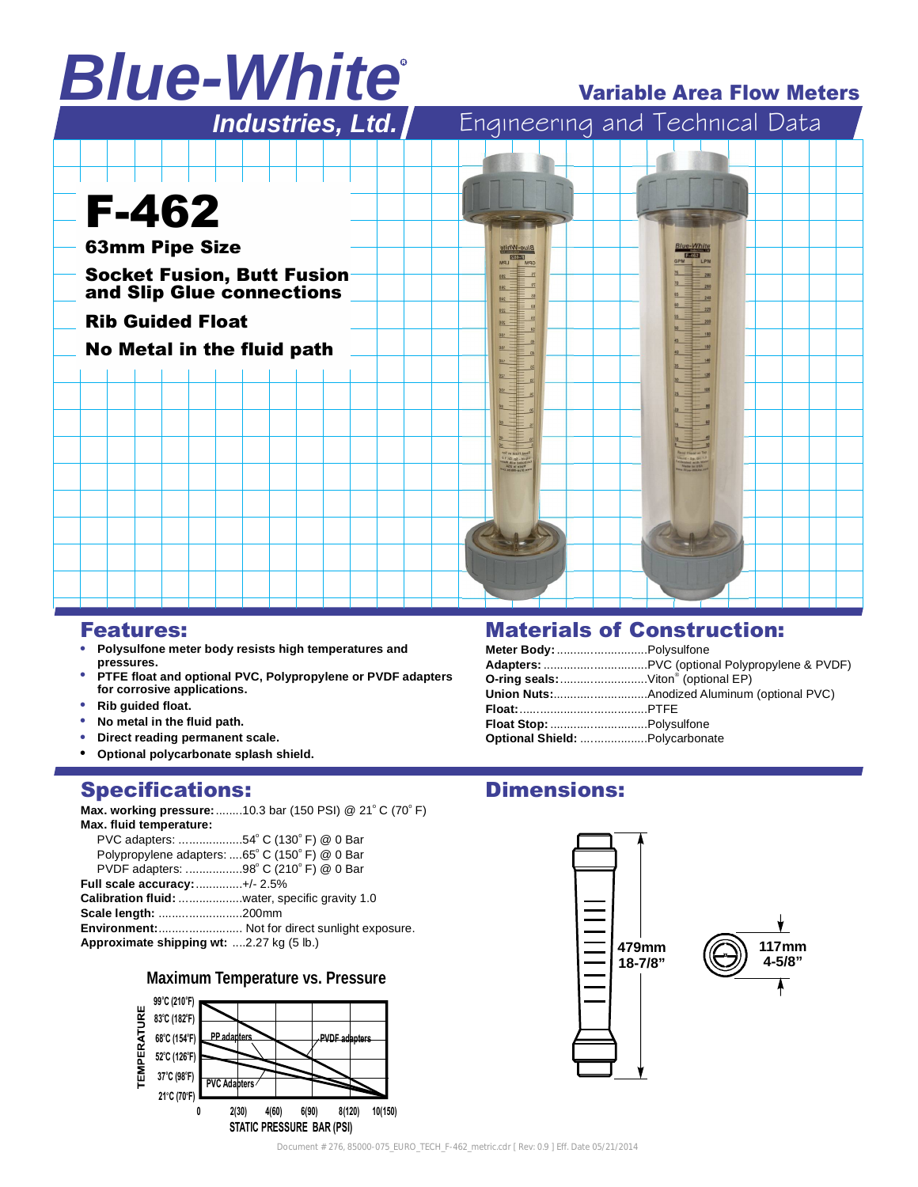# Blue-White® Industries, Ltd.

## Variable Area Flow Meters

Engineering and Technical Data

# F-462

**63mm Pipe Size**

**Socket Fusion, Butt Fusion and Slip Glue connections**

**Rib Guided Float**

**No Metal in the fluid path**

## Features:

- **Polysulfone meter body resists high temperatures and pressures.**
- **PTFE float and optional PVC, Polypropylene or PVDF adapters for corrosive applications.**
- **Rib guided float.**
- **No metal in the fluid path.**
- **Direct reading permanent scale.**
- **Optional polycarbonate splash shield.**

## Materials of Construction:

**Meter Body:** ..........................Polysulfone
**Adapters:** ..............................PVC (optional Polypropylene & PVDF)
**O-ring seals:**..........................Viton® (optional EP)
**Union Nuts:**............................Anodized Aluminum (optional PVC)
**Float:**......................................PTFE
**Float Stop:** ............................Polysulfone
**Optional Shield:** ....................Polycarbonate

## Specifications:

**Max. working pressure:**........10.3 bar (150 PSI) @ 21° C (70° F)
**Max. fluid temperature:**
PVC adapters: ...................54° C (130° F) @ 0 Bar
Polypropylene adapters: ....65° C (150° F) @ 0 Bar
PVDF adapters: .................98° C (210° F) @ 0 Bar
**Full scale accuracy:**.............+/- 2.5%
**Calibration fluid:** ..................water, specific gravity 1.0
**Scale length:** .........................200mm
**Environment:**......................... Not for direct sunlight exposure.
**Approximate shipping wt:** ....2.27 kg (5 lb.)

### Maximum Temperature vs. Pressure

TEMPERATURE: 21°C (70°F), 37°C (98°F), 52°C (126°F), 68°C (154°F), 83°C (182°F), 99°C (210°F)

STATIC PRESSURE BAR (PSI): 0, 2(30), 4(60), 6(90), 8(120), 10(150)

PP adapters — PVDF adapters — PVC Adapters

## Dimensions:

479mm
18-7/8"

117mm
4-5/8"

Document # 276, 85000-075_EURO_TECH_F-462_metric.cdr [ Rev: 0.9 ] Eff. Date 05/21/2014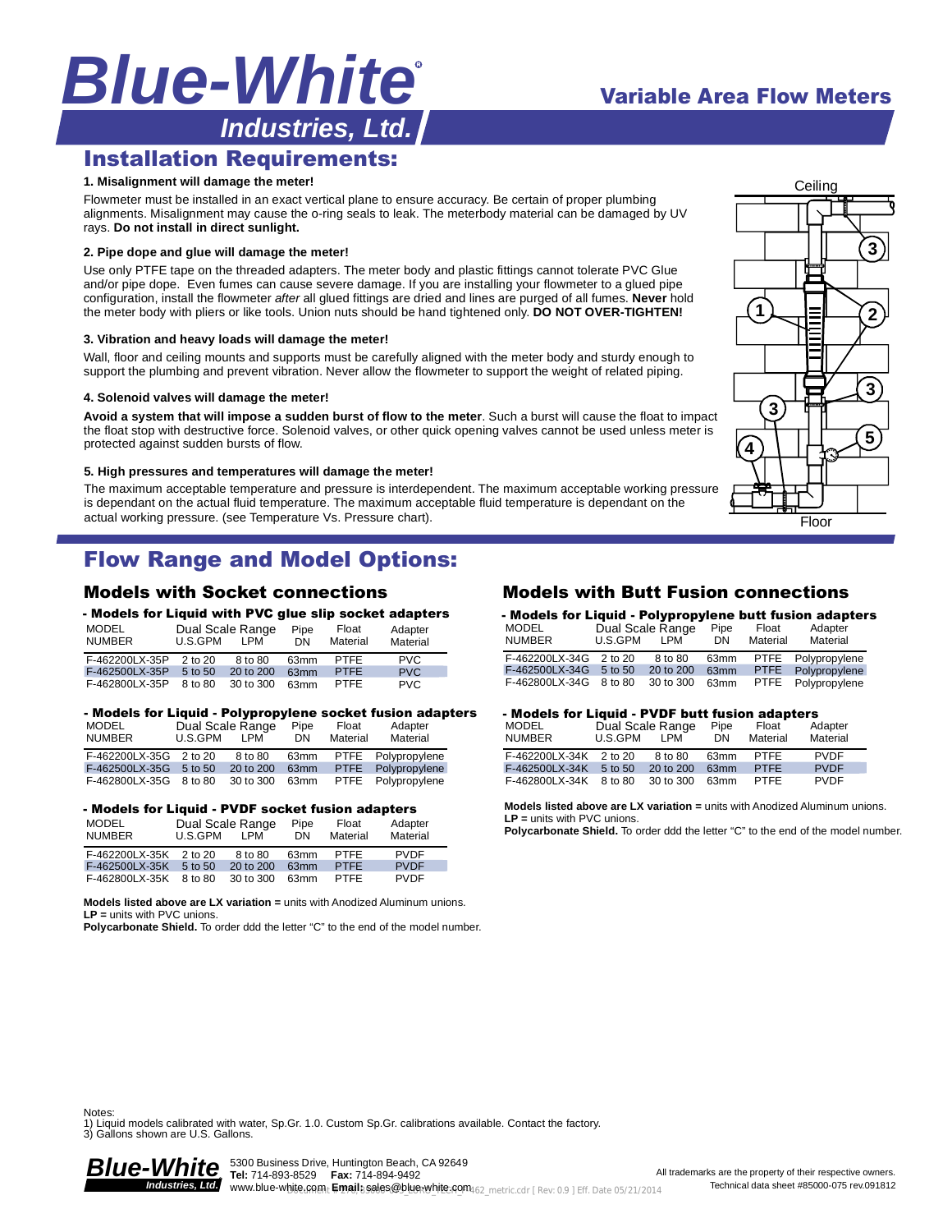# Variable Area Flow Meters

## Installation Requirements:

**1. Misalignment will damage the meter!**

Flowmeter must be installed in an exact vertical plane to ensure accuracy. Be certain of proper plumbing alignments. Misalignment may cause the o-ring seals to leak. The meterbody material can be damaged by UV rays. **Do not install in direct sunlight.**

**2. Pipe dope and glue will damage the meter!**

Use only PTFE tape on the threaded adapters. The meter body and plastic fittings cannot tolerate PVC Glue and/or pipe dope. Even fumes can cause severe damage. If you are installing your flowmeter to a glued pipe configuration, install the flowmeter *after* all glued fittings are dried and lines are purged of all fumes. **Never** hold the meter body with pliers or like tools. Union nuts should be hand tightened only. **DO NOT OVER-TIGHTEN!**

**3. Vibration and heavy loads will damage the meter!**

Wall, floor and ceiling mounts and supports must be carefully aligned with the meter body and sturdy enough to support the plumbing and prevent vibration. Never allow the flowmeter to support the weight of related piping.

**4. Solenoid valves will damage the meter!**

**Avoid a system that will impose a sudden burst of flow to the meter**. Such a burst will cause the float to impact the float stop with destructive force. Solenoid valves, or other quick opening valves cannot be used unless meter is protected against sudden bursts of flow.

**5. High pressures and temperatures will damage the meter!**

The maximum acceptable temperature and pressure is interdependent. The maximum acceptable working pressure is dependant on the actual fluid temperature. The maximum acceptable fluid temperature is dependant on the actual working pressure. (see Temperature Vs. Pressure chart).

Ceiling
1
2
3
3
3
4
5
Floor

## Flow Range and Model Options:

### Models with Socket connections

**- Models for Liquid with PVC glue slip socket adapters**

| MODEL NUMBER | Dual Scale Range U.S.GPM | LPM | Pipe DN | Float Material | Adapter Material |
|---|---|---|---|---|---|
| F-462200LX-35P | 2 to 20 | 8 to 80 | 63mm | PTFE | PVC |
| F-462500LX-35P | 5 to 50 | 20 to 200 | 63mm | PTFE | PVC |
| F-462800LX-35P | 8 to 80 | 30 to 300 | 63mm | PTFE | PVC |

**- Models for Liquid - Polypropylene socket fusion adapters**

| MODEL NUMBER | Dual Scale Range U.S.GPM | LPM | Pipe DN | Float Material | Adapter Material |
|---|---|---|---|---|---|
| F-462200LX-35G | 2 to 20 | 8 to 80 | 63mm | PTFE | Polypropylene |
| F-462500LX-35G | 5 to 50 | 20 to 200 | 63mm | PTFE | Polypropylene |
| F-462800LX-35G | 8 to 80 | 30 to 300 | 63mm | PTFE | Polypropylene |

**- Models for Liquid - PVDF socket fusion adapters**

| MODEL NUMBER | Dual Scale Range U.S.GPM | LPM | Pipe DN | Float Material | Adapter Material |
|---|---|---|---|---|---|
| F-462200LX-35K | 2 to 20 | 8 to 80 | 63mm | PTFE | PVDF |
| F-462500LX-35K | 5 to 50 | 20 to 200 | 63mm | PTFE | PVDF |
| F-462800LX-35K | 8 to 80 | 30 to 300 | 63mm | PTFE | PVDF |

**Models listed above are LX variation =** units with Anodized Aluminum unions.
**LP =** units with PVC unions.
**Polycarbonate Shield.** To order ddd the letter "C" to the end of the model number.

### Models with Butt Fusion connections

**- Models for Liquid - Polypropylene butt fusion adapters**

| MODEL NUMBER | Dual Scale Range U.S.GPM | LPM | Pipe DN | Float Material | Adapter Material |
|---|---|---|---|---|---|
| F-462200LX-34G | 2 to 20 | 8 to 80 | 63mm | PTFE | Polypropylene |
| F-462500LX-34G | 5 to 50 | 20 to 200 | 63mm | PTFE | Polypropylene |
| F-462800LX-34G | 8 to 80 | 30 to 300 | 63mm | PTFE | Polypropylene |

**- Models for Liquid - PVDF butt fusion adapters**

| MODEL NUMBER | Dual Scale Range U.S.GPM | LPM | Pipe DN | Float Material | Adapter Material |
|---|---|---|---|---|---|
| F-462200LX-34K | 2 to 20 | 8 to 80 | 63mm | PTFE | PVDF |
| F-462500LX-34K | 5 to 50 | 20 to 200 | 63mm | PTFE | PVDF |
| F-462800LX-34K | 8 to 80 | 30 to 300 | 63mm | PTFE | PVDF |

**Models listed above are LX variation =** units with Anodized Aluminum unions.
**LP =** units with PVC unions.
**Polycarbonate Shield.** To order ddd the letter "C" to the end of the model number.

Notes:
1) Liquid models calibrated with water, Sp.Gr. 1.0. Custom Sp.Gr. calibrations available. Contact the factory.
3) Gallons shown are U.S. Gallons.

Blue-White Industries, Ltd.
5300 Business Drive, Huntington Beach, CA 92649
**Tel:** 714-893-8529 **Fax:** 714-894-9492
www.blue-white.com **Email:** sales@blue-white.com

All trademarks are the property of their respective owners.
Technical data sheet #85000-075 rev.091812